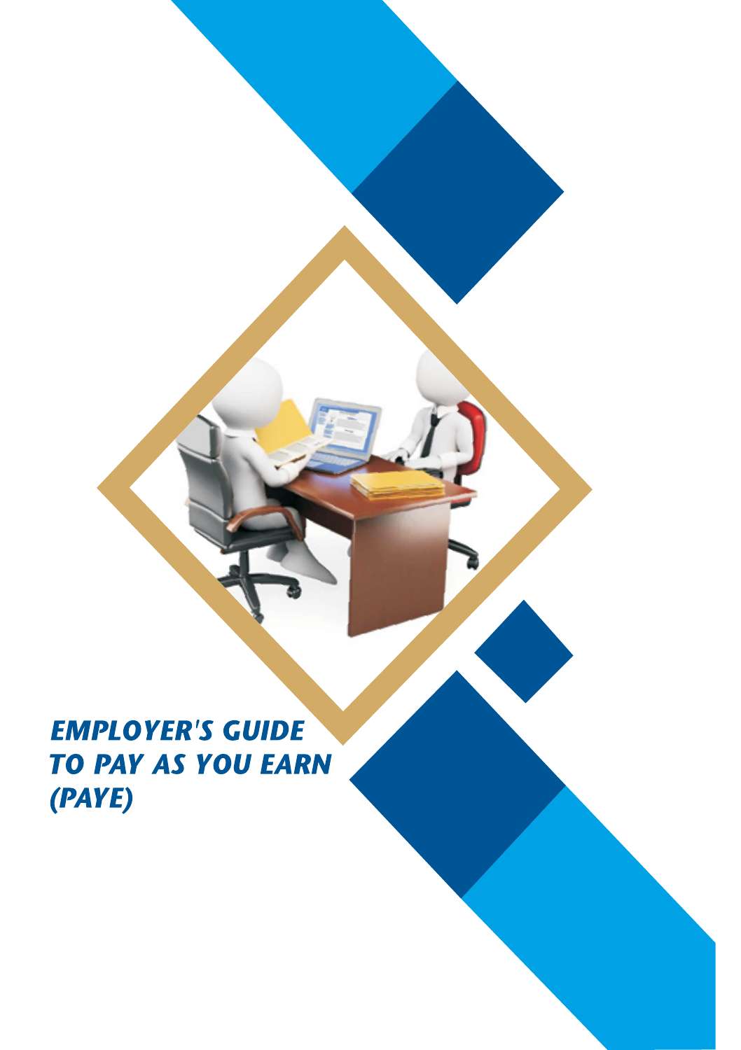# EMPLOYER'S GUIDE TO PAY AS YOU EARN (PAYE)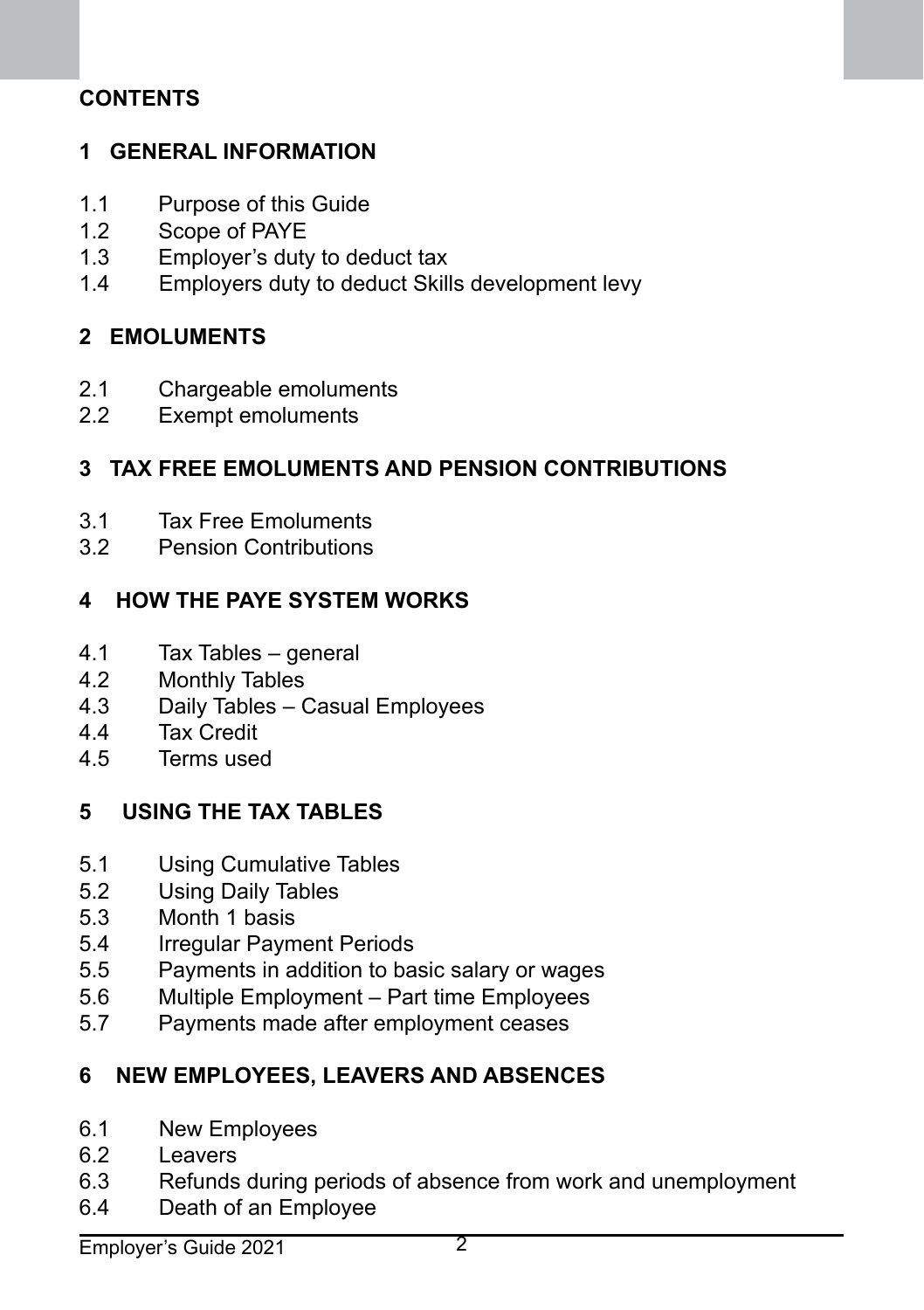## CONTENTS

### 1 GENERAL INFORMATION

1.1 Purpose of this Guide
1.2 Scope of PAYE
1.3 Employer's duty to deduct tax
1.4 Employers duty to deduct Skills development levy

### 2 EMOLUMENTS

2.1 Chargeable emoluments
2.2 Exempt emoluments

### 3 TAX FREE EMOLUMENTS AND PENSION CONTRIBUTIONS

3.1 Tax Free Emoluments
3.2 Pension Contributions

### 4 HOW THE PAYE SYSTEM WORKS

4.1 Tax Tables – general
4.2 Monthly Tables
4.3 Daily Tables – Casual Employees
4.4 Tax Credit
4.5 Terms used

### 5 USING THE TAX TABLES

5.1 Using Cumulative Tables
5.2 Using Daily Tables
5.3 Month 1 basis
5.4 Irregular Payment Periods
5.5 Payments in addition to basic salary or wages
5.6 Multiple Employment – Part time Employees
5.7 Payments made after employment ceases

### 6 NEW EMPLOYEES, LEAVERS AND ABSENCES

6.1 New Employees
6.2 Leavers
6.3 Refunds during periods of absence from work and unemployment
6.4 Death of an Employee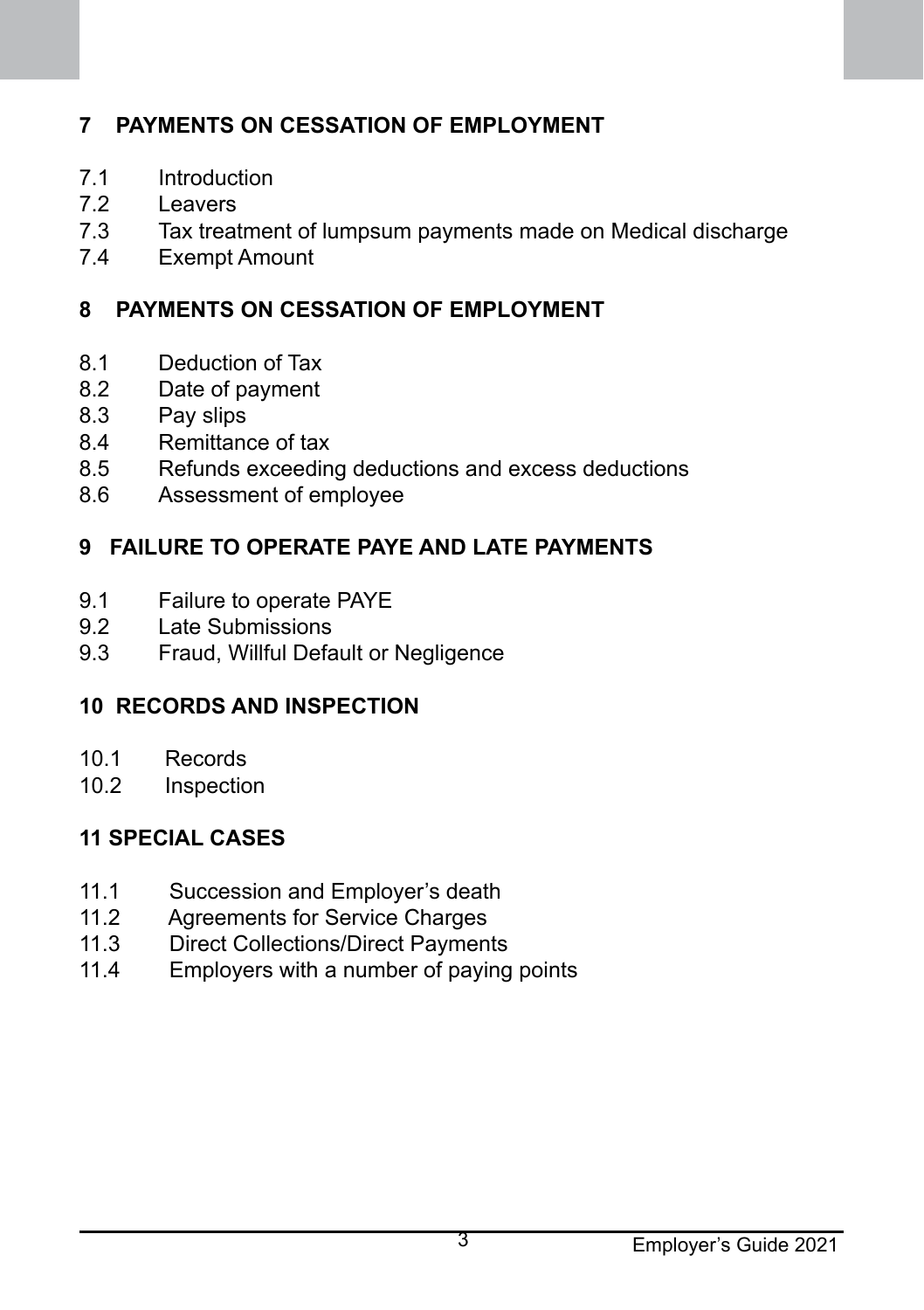## 7 PAYMENTS ON CESSATION OF EMPLOYMENT

7.1 Introduction
7.2 Leavers
7.3 Tax treatment of lumpsum payments made on Medical discharge
7.4 Exempt Amount

## 8 PAYMENTS ON CESSATION OF EMPLOYMENT

8.1 Deduction of Tax
8.2 Date of payment
8.3 Pay slips
8.4 Remittance of tax
8.5 Refunds exceeding deductions and excess deductions
8.6 Assessment of employee

## 9 FAILURE TO OPERATE PAYE AND LATE PAYMENTS

9.1 Failure to operate PAYE
9.2 Late Submissions
9.3 Fraud, Willful Default or Negligence

## 10 RECORDS AND INSPECTION

10.1 Records
10.2 Inspection

## 11 SPECIAL CASES

11.1 Succession and Employer's death
11.2 Agreements for Service Charges
11.3 Direct Collections/Direct Payments
11.4 Employers with a number of paying points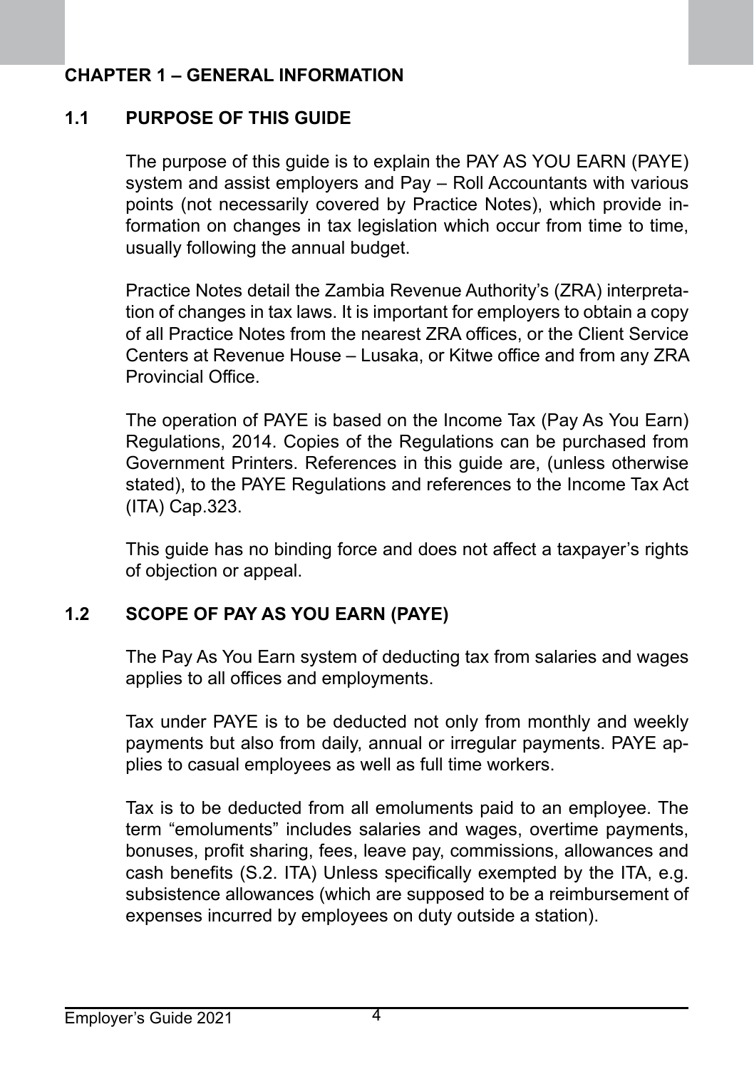# CHAPTER 1 – GENERAL INFORMATION

## 1.1 PURPOSE OF THIS GUIDE

The purpose of this guide is to explain the PAY AS YOU EARN (PAYE) system and assist employers and Pay – Roll Accountants with various points (not necessarily covered by Practice Notes), which provide information on changes in tax legislation which occur from time to time, usually following the annual budget.

Practice Notes detail the Zambia Revenue Authority's (ZRA) interpretation of changes in tax laws. It is important for employers to obtain a copy of all Practice Notes from the nearest ZRA offices, or the Client Service Centers at Revenue House – Lusaka, or Kitwe office and from any ZRA Provincial Office.

The operation of PAYE is based on the Income Tax (Pay As You Earn) Regulations, 2014. Copies of the Regulations can be purchased from Government Printers. References in this guide are, (unless otherwise stated), to the PAYE Regulations and references to the Income Tax Act (ITA) Cap.323.

This guide has no binding force and does not affect a taxpayer's rights of objection or appeal.

## 1.2 SCOPE OF PAY AS YOU EARN (PAYE)

The Pay As You Earn system of deducting tax from salaries and wages applies to all offices and employments.

Tax under PAYE is to be deducted not only from monthly and weekly payments but also from daily, annual or irregular payments. PAYE applies to casual employees as well as full time workers.

Tax is to be deducted from all emoluments paid to an employee. The term "emoluments" includes salaries and wages, overtime payments, bonuses, profit sharing, fees, leave pay, commissions, allowances and cash benefits (S.2. ITA) Unless specifically exempted by the ITA, e.g. subsistence allowances (which are supposed to be a reimbursement of expenses incurred by employees on duty outside a station).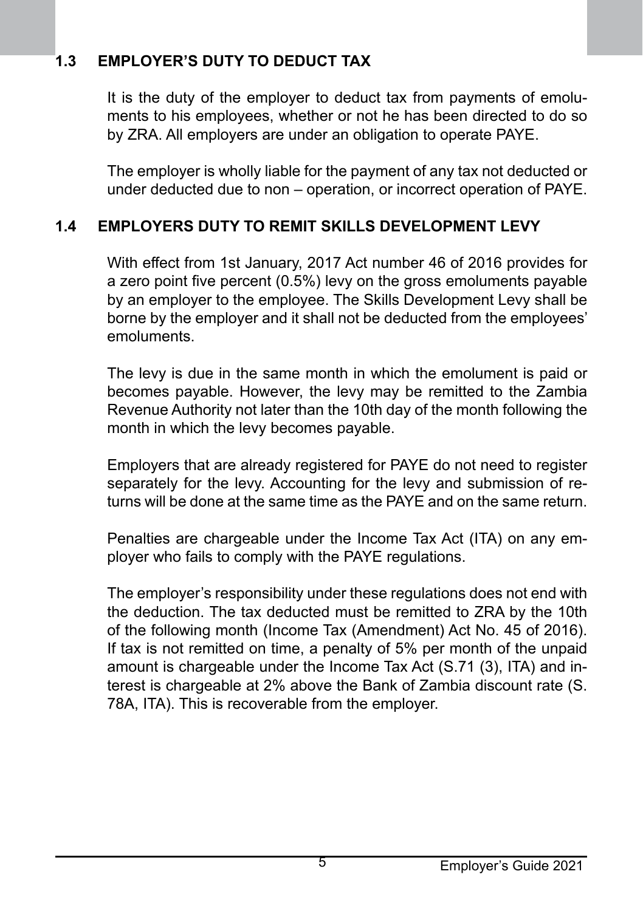## 1.3 EMPLOYER'S DUTY TO DEDUCT TAX

It is the duty of the employer to deduct tax from payments of emoluments to his employees, whether or not he has been directed to do so by ZRA. All employers are under an obligation to operate PAYE.

The employer is wholly liable for the payment of any tax not deducted or under deducted due to non – operation, or incorrect operation of PAYE.

## 1.4 EMPLOYERS DUTY TO REMIT SKILLS DEVELOPMENT LEVY

With effect from 1st January, 2017 Act number 46 of 2016 provides for a zero point five percent (0.5%) levy on the gross emoluments payable by an employer to the employee. The Skills Development Levy shall be borne by the employer and it shall not be deducted from the employees' emoluments.

The levy is due in the same month in which the emolument is paid or becomes payable. However, the levy may be remitted to the Zambia Revenue Authority not later than the 10th day of the month following the month in which the levy becomes payable.

Employers that are already registered for PAYE do not need to register separately for the levy. Accounting for the levy and submission of returns will be done at the same time as the PAYE and on the same return.

Penalties are chargeable under the Income Tax Act (ITA) on any employer who fails to comply with the PAYE regulations.

The employer's responsibility under these regulations does not end with the deduction. The tax deducted must be remitted to ZRA by the 10th of the following month (Income Tax (Amendment) Act No. 45 of 2016). If tax is not remitted on time, a penalty of 5% per month of the unpaid amount is chargeable under the Income Tax Act (S.71 (3), ITA) and interest is chargeable at 2% above the Bank of Zambia discount rate (S. 78A, ITA). This is recoverable from the employer.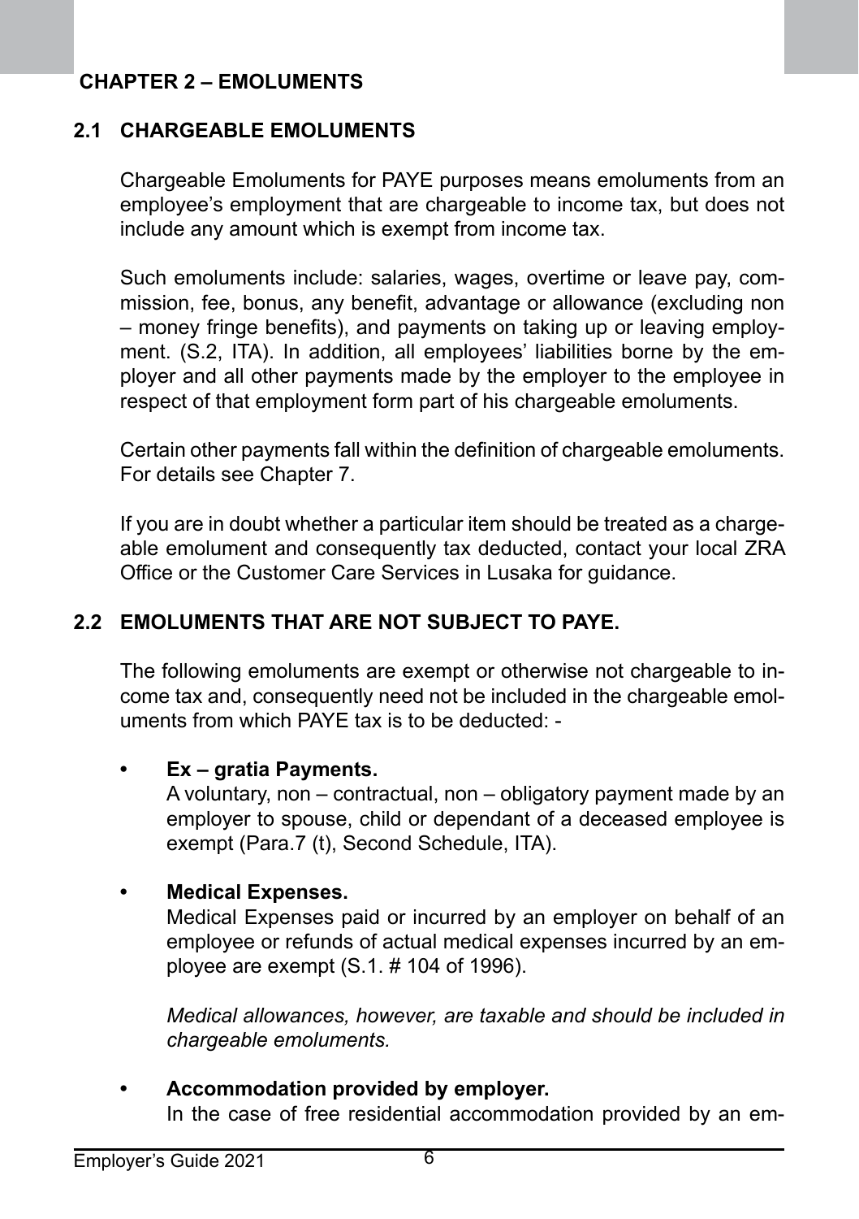# CHAPTER 2 – EMOLUMENTS

## 2.1 CHARGEABLE EMOLUMENTS

Chargeable Emoluments for PAYE purposes means emoluments from an employee's employment that are chargeable to income tax, but does not include any amount which is exempt from income tax.

Such emoluments include: salaries, wages, overtime or leave pay, commission, fee, bonus, any benefit, advantage or allowance (excluding non – money fringe benefits), and payments on taking up or leaving employment. (S.2, ITA). In addition, all employees' liabilities borne by the employer and all other payments made by the employer to the employee in respect of that employment form part of his chargeable emoluments.

Certain other payments fall within the definition of chargeable emoluments. For details see Chapter 7.

If you are in doubt whether a particular item should be treated as a chargeable emolument and consequently tax deducted, contact your local ZRA Office or the Customer Care Services in Lusaka for guidance.

## 2.2 EMOLUMENTS THAT ARE NOT SUBJECT TO PAYE.

The following emoluments are exempt or otherwise not chargeable to income tax and, consequently need not be included in the chargeable emoluments from which PAYE tax is to be deducted: -

- **Ex – gratia Payments.**
  A voluntary, non – contractual, non – obligatory payment made by an employer to spouse, child or dependant of a deceased employee is exempt (Para.7 (t), Second Schedule, ITA).

- **Medical Expenses.**
  Medical Expenses paid or incurred by an employer on behalf of an employee or refunds of actual medical expenses incurred by an employee are exempt (S.1. # 104 of 1996).

  *Medical allowances, however, are taxable and should be included in chargeable emoluments.*

- **Accommodation provided by employer.**
  In the case of free residential accommodation provided by an em-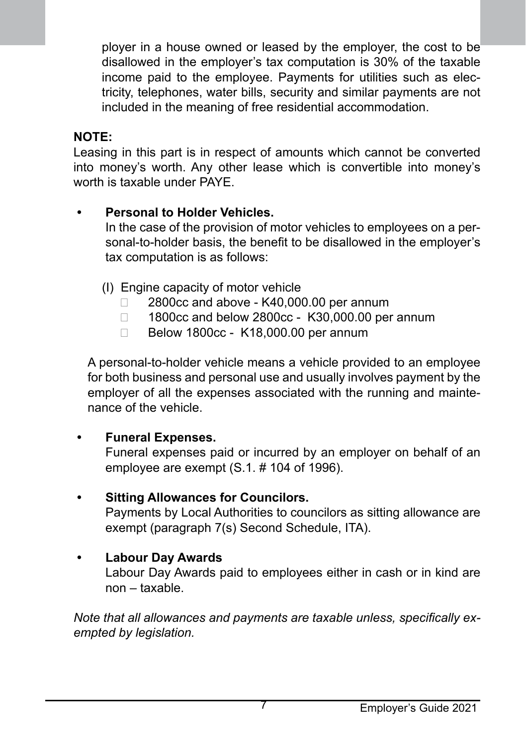ployer in a house owned or leased by the employer, the cost to be disallowed in the employer's tax computation is 30% of the taxable income paid to the employee. Payments for utilities such as electricity, telephones, water bills, security and similar payments are not included in the meaning of free residential accommodation.

**NOTE:**
Leasing in this part is in respect of amounts which cannot be converted into money's worth. Any other lease which is convertible into money's worth is taxable under PAYE.

- **Personal to Holder Vehicles.**
  In the case of the provision of motor vehicles to employees on a personal-to-holder basis, the benefit to be disallowed in the employer's tax computation is as follows:

  (I) Engine capacity of motor vehicle
  - 2800cc and above - K40,000.00 per annum
  - 1800cc and below 2800cc - K30,000.00 per annum
  - Below 1800cc - K18,000.00 per annum

  A personal-to-holder vehicle means a vehicle provided to an employee for both business and personal use and usually involves payment by the employer of all the expenses associated with the running and maintenance of the vehicle.

- **Funeral Expenses.**
  Funeral expenses paid or incurred by an employer on behalf of an employee are exempt (S.1. # 104 of 1996).

- **Sitting Allowances for Councilors.**
  Payments by Local Authorities to councilors as sitting allowance are exempt (paragraph 7(s) Second Schedule, ITA).

- **Labour Day Awards**
  Labour Day Awards paid to employees either in cash or in kind are non – taxable.

*Note that all allowances and payments are taxable unless, specifically exempted by legislation.*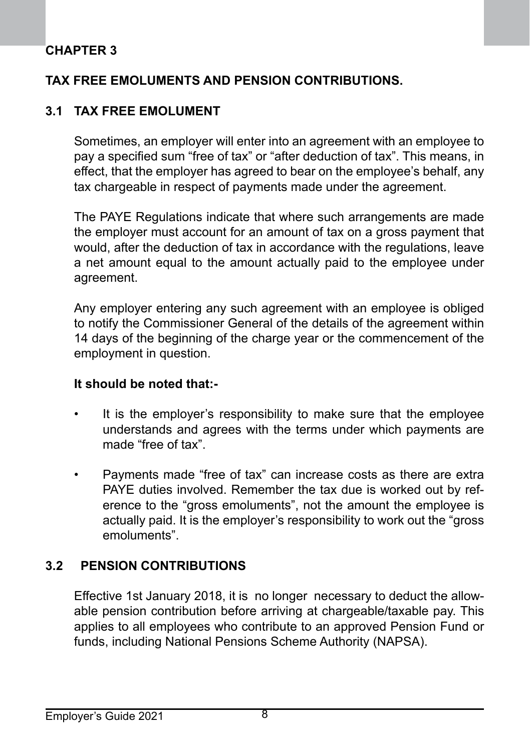# CHAPTER 3

## TAX FREE EMOLUMENTS AND PENSION CONTRIBUTIONS.

### 3.1 TAX FREE EMOLUMENT

Sometimes, an employer will enter into an agreement with an employee to pay a specified sum “free of tax” or “after deduction of tax”. This means, in effect, that the employer has agreed to bear on the employee’s behalf, any tax chargeable in respect of payments made under the agreement.

The PAYE Regulations indicate that where such arrangements are made the employer must account for an amount of tax on a gross payment that would, after the deduction of tax in accordance with the regulations, leave a net amount equal to the amount actually paid to the employee under agreement.

Any employer entering any such agreement with an employee is obliged to notify the Commissioner General of the details of the agreement within 14 days of the beginning of the charge year or the commencement of the employment in question.

**It should be noted that:-**

- It is the employer’s responsibility to make sure that the employee understands and agrees with the terms under which payments are made “free of tax”.
- Payments made “free of tax” can increase costs as there are extra PAYE duties involved. Remember the tax due is worked out by reference to the “gross emoluments”, not the amount the employee is actually paid. It is the employer’s responsibility to work out the “gross emoluments”.

### 3.2 PENSION CONTRIBUTIONS

Effective 1st January 2018, it is no longer necessary to deduct the allowable pension contribution before arriving at chargeable/taxable pay. This applies to all employees who contribute to an approved Pension Fund or funds, including National Pensions Scheme Authority (NAPSA).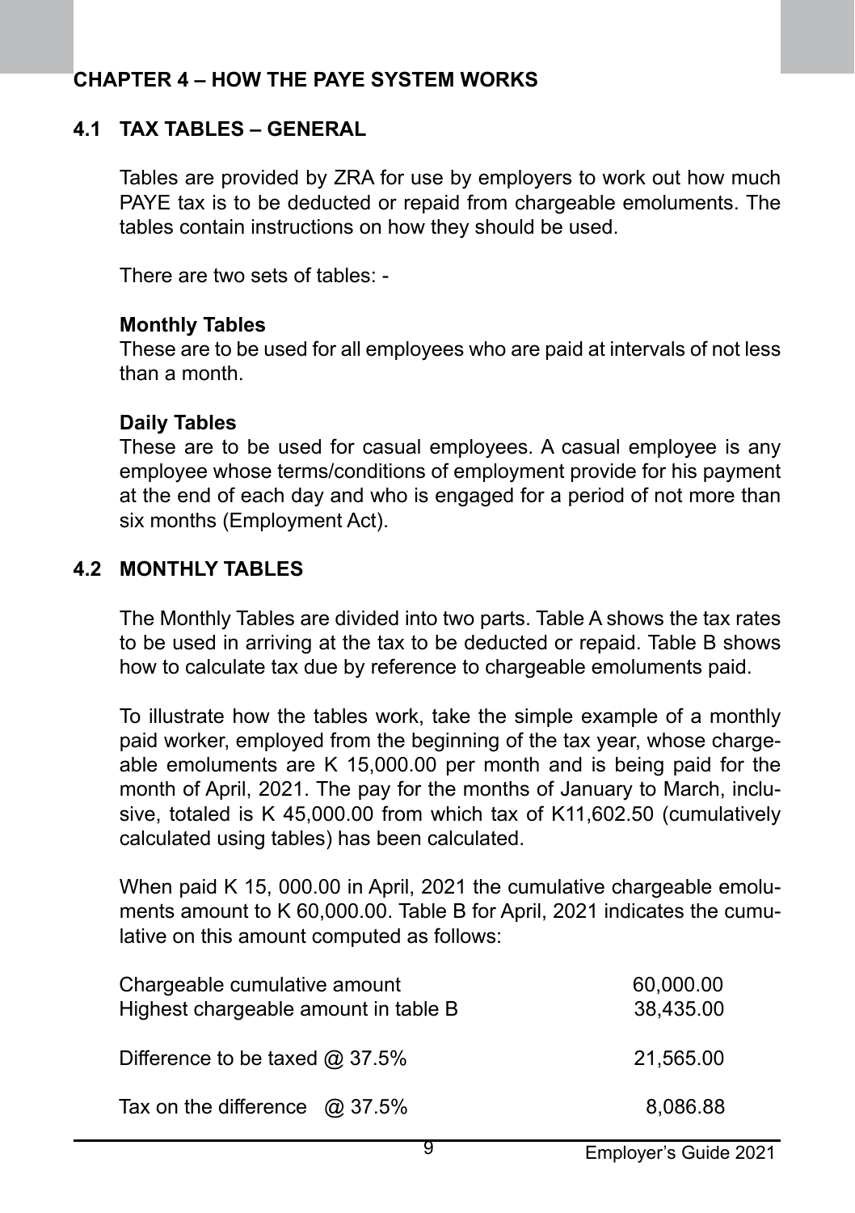# CHAPTER 4 – HOW THE PAYE SYSTEM WORKS

## 4.1 TAX TABLES – GENERAL

Tables are provided by ZRA for use by employers to work out how much PAYE tax is to be deducted or repaid from chargeable emoluments. The tables contain instructions on how they should be used.

There are two sets of tables: -

**Monthly Tables**
These are to be used for all employees who are paid at intervals of not less than a month.

**Daily Tables**
These are to be used for casual employees. A casual employee is any employee whose terms/conditions of employment provide for his payment at the end of each day and who is engaged for a period of not more than six months (Employment Act).

## 4.2 MONTHLY TABLES

The Monthly Tables are divided into two parts. Table A shows the tax rates to be used in arriving at the tax to be deducted or repaid. Table B shows how to calculate tax due by reference to chargeable emoluments paid.

To illustrate how the tables work, take the simple example of a monthly paid worker, employed from the beginning of the tax year, whose chargeable emoluments are K 15,000.00 per month and is being paid for the month of April, 2021. The pay for the months of January to March, inclusive, totaled is K 45,000.00 from which tax of K11,602.50 (cumulatively calculated using tables) has been calculated.

When paid K 15, 000.00 in April, 2021 the cumulative chargeable emoluments amount to K 60,000.00. Table B for April, 2021 indicates the cumulative on this amount computed as follows:

| | |
|---|---|
| Chargeable cumulative amount | 60,000.00 |
| Highest chargeable amount in table B | 38,435.00 |
| Difference to be taxed @ 37.5% | 21,565.00 |
| Tax on the difference @ 37.5% | 8,086.88 |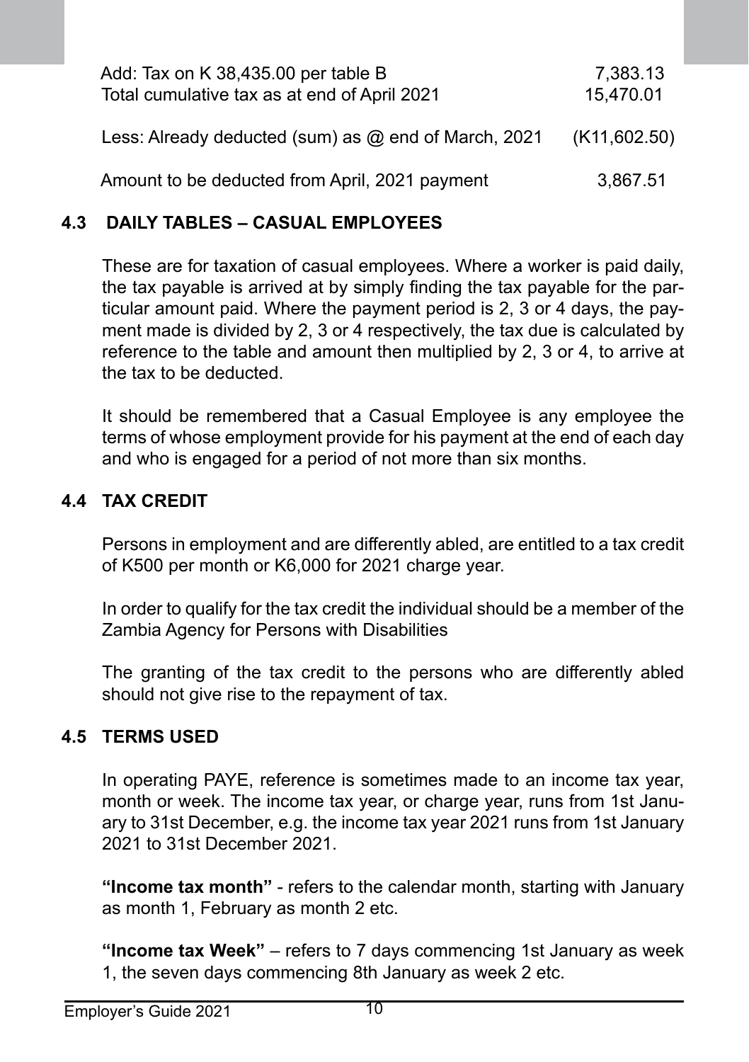| | |
|---|---|
| Add: Tax on K 38,435.00 per table B | 7,383.13 |
| Total cumulative tax as at end of April 2021 | 15,470.01 |
| Less: Already deducted (sum) as @ end of March, 2021 | (K11,602.50) |
| Amount to be deducted from April, 2021 payment | 3,867.51 |

## 4.3 DAILY TABLES – CASUAL EMPLOYEES

These are for taxation of casual employees. Where a worker is paid daily, the tax payable is arrived at by simply finding the tax payable for the particular amount paid. Where the payment period is 2, 3 or 4 days, the payment made is divided by 2, 3 or 4 respectively, the tax due is calculated by reference to the table and amount then multiplied by 2, 3 or 4, to arrive at the tax to be deducted.

It should be remembered that a Casual Employee is any employee the terms of whose employment provide for his payment at the end of each day and who is engaged for a period of not more than six months.

## 4.4 TAX CREDIT

Persons in employment and are differently abled, are entitled to a tax credit of K500 per month or K6,000 for 2021 charge year.

In order to qualify for the tax credit the individual should be a member of the Zambia Agency for Persons with Disabilities

The granting of the tax credit to the persons who are differently abled should not give rise to the repayment of tax.

## 4.5 TERMS USED

In operating PAYE, reference is sometimes made to an income tax year, month or week. The income tax year, or charge year, runs from 1st January to 31st December, e.g. the income tax year 2021 runs from 1st January 2021 to 31st December 2021.

**"Income tax month"** - refers to the calendar month, starting with January as month 1, February as month 2 etc.

**"Income tax Week"** – refers to 7 days commencing 1st January as week 1, the seven days commencing 8th January as week 2 etc.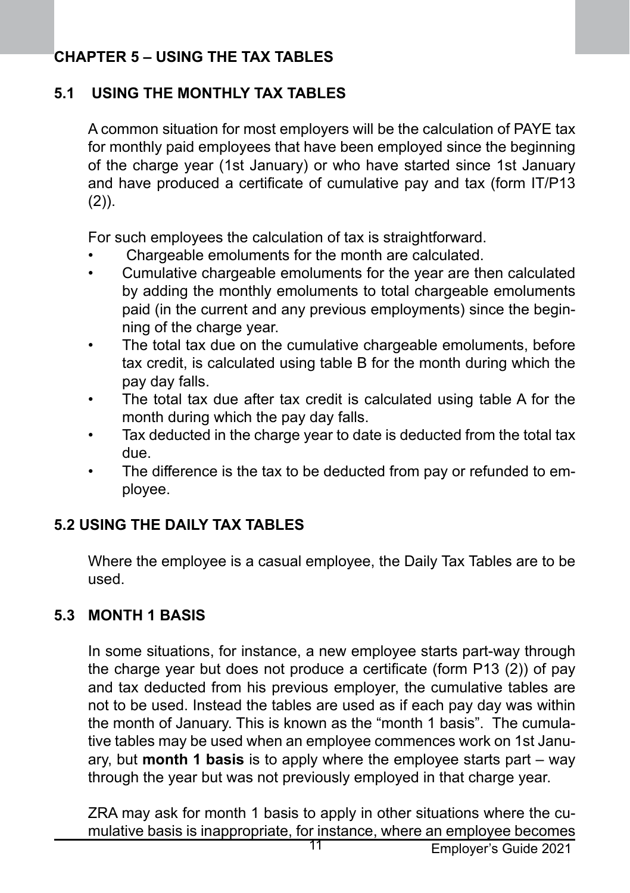# CHAPTER 5 – USING THE TAX TABLES

## 5.1 USING THE MONTHLY TAX TABLES

A common situation for most employers will be the calculation of PAYE tax for monthly paid employees that have been employed since the beginning of the charge year (1st January) or who have started since 1st January and have produced a certificate of cumulative pay and tax (form IT/P13 (2)).

For such employees the calculation of tax is straightforward.

- Chargeable emoluments for the month are calculated.
- Cumulative chargeable emoluments for the year are then calculated by adding the monthly emoluments to total chargeable emoluments paid (in the current and any previous employments) since the beginning of the charge year.
- The total tax due on the cumulative chargeable emoluments, before tax credit, is calculated using table B for the month during which the pay day falls.
- The total tax due after tax credit is calculated using table A for the month during which the pay day falls.
- Tax deducted in the charge year to date is deducted from the total tax due.
- The difference is the tax to be deducted from pay or refunded to employee.

## 5.2 USING THE DAILY TAX TABLES

Where the employee is a casual employee, the Daily Tax Tables are to be used.

## 5.3 MONTH 1 BASIS

In some situations, for instance, a new employee starts part-way through the charge year but does not produce a certificate (form P13 (2)) of pay and tax deducted from his previous employer, the cumulative tables are not to be used. Instead the tables are used as if each pay day was within the month of January. This is known as the "month 1 basis". The cumulative tables may be used when an employee commences work on 1st January, but **month 1 basis** is to apply where the employee starts part – way through the year but was not previously employed in that charge year.

ZRA may ask for month 1 basis to apply in other situations where the cumulative basis is inappropriate, for instance, where an employee becomes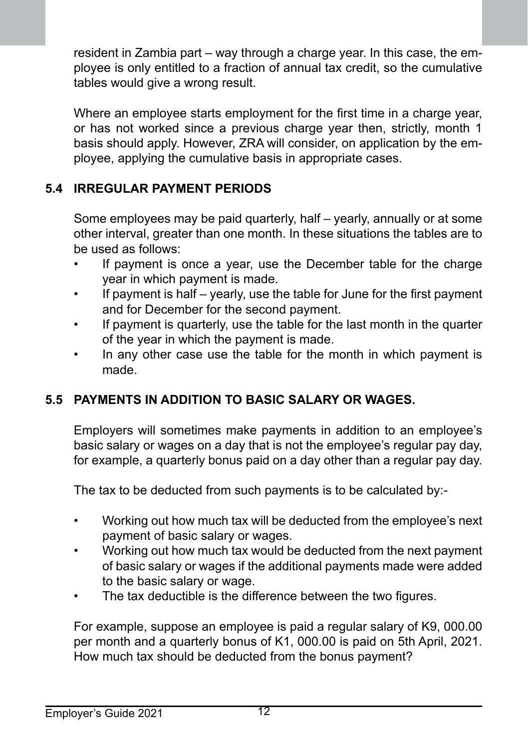resident in Zambia part – way through a charge year. In this case, the employee is only entitled to a fraction of annual tax credit, so the cumulative tables would give a wrong result.

Where an employee starts employment for the first time in a charge year, or has not worked since a previous charge year then, strictly, month 1 basis should apply. However, ZRA will consider, on application by the employee, applying the cumulative basis in appropriate cases.

## 5.4 IRREGULAR PAYMENT PERIODS

Some employees may be paid quarterly, half – yearly, annually or at some other interval, greater than one month. In these situations the tables are to be used as follows:

- If payment is once a year, use the December table for the charge year in which payment is made.
- If payment is half – yearly, use the table for June for the first payment and for December for the second payment.
- If payment is quarterly, use the table for the last month in the quarter of the year in which the payment is made.
- In any other case use the table for the month in which payment is made.

## 5.5 PAYMENTS IN ADDITION TO BASIC SALARY OR WAGES.

Employers will sometimes make payments in addition to an employee's basic salary or wages on a day that is not the employee's regular pay day, for example, a quarterly bonus paid on a day other than a regular pay day.

The tax to be deducted from such payments is to be calculated by:-

- Working out how much tax will be deducted from the employee's next payment of basic salary or wages.
- Working out how much tax would be deducted from the next payment of basic salary or wages if the additional payments made were added to the basic salary or wage.
- The tax deductible is the difference between the two figures.

For example, suppose an employee is paid a regular salary of K9, 000.00 per month and a quarterly bonus of K1, 000.00 is paid on 5th April, 2021. How much tax should be deducted from the bonus payment?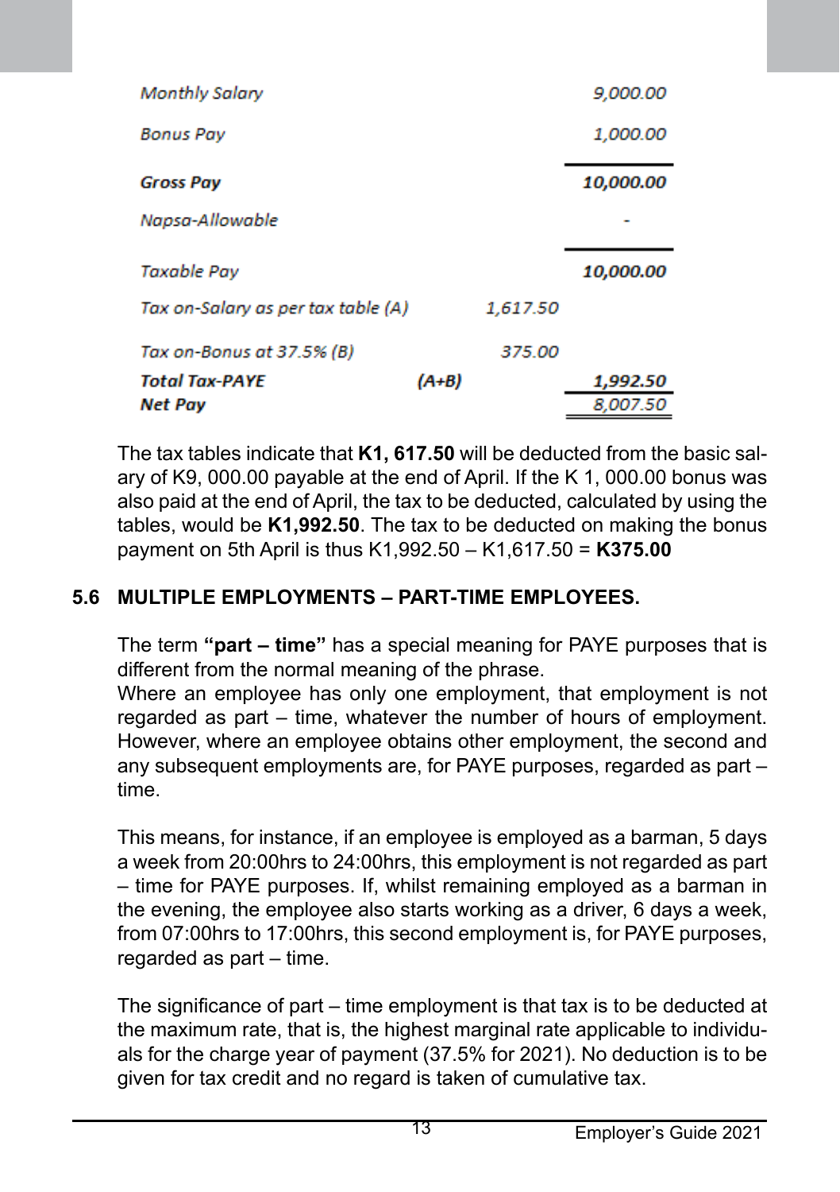| | | |
|---|---|---|
| *Monthly Salary* | | *9,000.00* |
| *Bonus Pay* | | *1,000.00* |
| ***Gross Pay*** | | ***10,000.00*** |
| *Napsa-Allowable* | | *-* |
| *Taxable Pay* | | ***10,000.00*** |
| *Tax on-Salary as per tax table (A)* | *1,617.50* | |
| *Tax on-Bonus at 37.5% (B)* | *375.00* | |
| ***Total Tax-PAYE (A+B)*** | | ***1,992.50*** |
| ***Net Pay*** | | *8,007.50* |

The tax tables indicate that **K1, 617.50** will be deducted from the basic salary of K9, 000.00 payable at the end of April. If the K 1, 000.00 bonus was also paid at the end of April, the tax to be deducted, calculated by using the tables, would be **K1,992.50**. The tax to be deducted on making the bonus payment on 5th April is thus K1,992.50 – K1,617.50 = **K375.00**

## 5.6 MULTIPLE EMPLOYMENTS – PART-TIME EMPLOYEES.

The term **"part – time"** has a special meaning for PAYE purposes that is different from the normal meaning of the phrase.
Where an employee has only one employment, that employment is not regarded as part – time, whatever the number of hours of employment. However, where an employee obtains other employment, the second and any subsequent employments are, for PAYE purposes, regarded as part – time.

This means, for instance, if an employee is employed as a barman, 5 days a week from 20:00hrs to 24:00hrs, this employment is not regarded as part – time for PAYE purposes. If, whilst remaining employed as a barman in the evening, the employee also starts working as a driver, 6 days a week, from 07:00hrs to 17:00hrs, this second employment is, for PAYE purposes, regarded as part – time.

The significance of part – time employment is that tax is to be deducted at the maximum rate, that is, the highest marginal rate applicable to individuals for the charge year of payment (37.5% for 2021). No deduction is to be given for tax credit and no regard is taken of cumulative tax.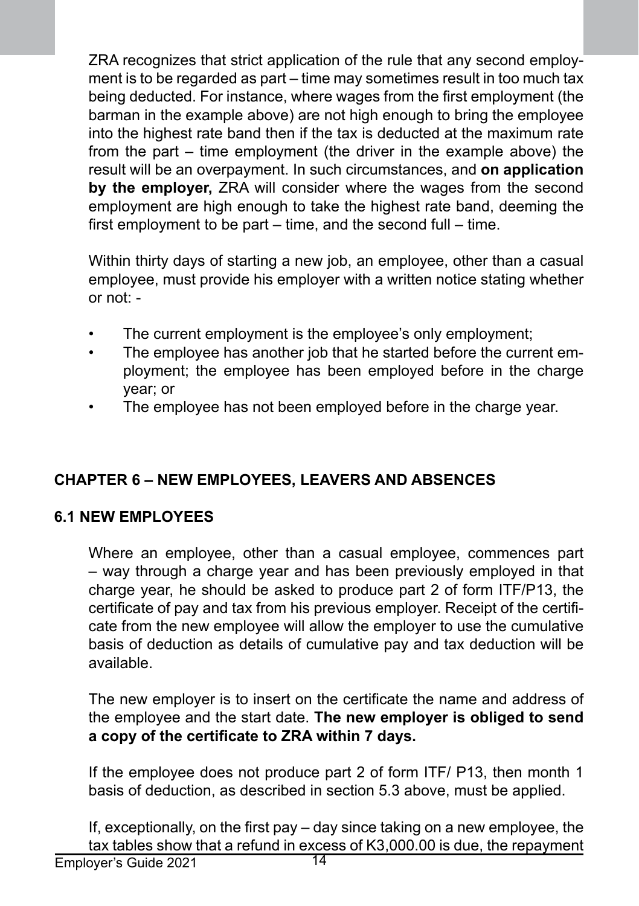ZRA recognizes that strict application of the rule that any second employment is to be regarded as part – time may sometimes result in too much tax being deducted. For instance, where wages from the first employment (the barman in the example above) are not high enough to bring the employee into the highest rate band then if the tax is deducted at the maximum rate from the part – time employment (the driver in the example above) the result will be an overpayment. In such circumstances, and **on application by the employer,** ZRA will consider where the wages from the second employment are high enough to take the highest rate band, deeming the first employment to be part – time, and the second full – time.

Within thirty days of starting a new job, an employee, other than a casual employee, must provide his employer with a written notice stating whether or not: -

- The current employment is the employee's only employment;
- The employee has another job that he started before the current employment; the employee has been employed before in the charge year; or
- The employee has not been employed before in the charge year.

## CHAPTER 6 – NEW EMPLOYEES, LEAVERS AND ABSENCES

### 6.1 NEW EMPLOYEES

Where an employee, other than a casual employee, commences part – way through a charge year and has been previously employed in that charge year, he should be asked to produce part 2 of form ITF/P13, the certificate of pay and tax from his previous employer. Receipt of the certificate from the new employee will allow the employer to use the cumulative basis of deduction as details of cumulative pay and tax deduction will be available.

The new employer is to insert on the certificate the name and address of the employee and the start date. **The new employer is obliged to send a copy of the certificate to ZRA within 7 days.**

If the employee does not produce part 2 of form ITF/ P13, then month 1 basis of deduction, as described in section 5.3 above, must be applied.

If, exceptionally, on the first pay – day since taking on a new employee, the tax tables show that a refund in excess of K3,000.00 is due, the repayment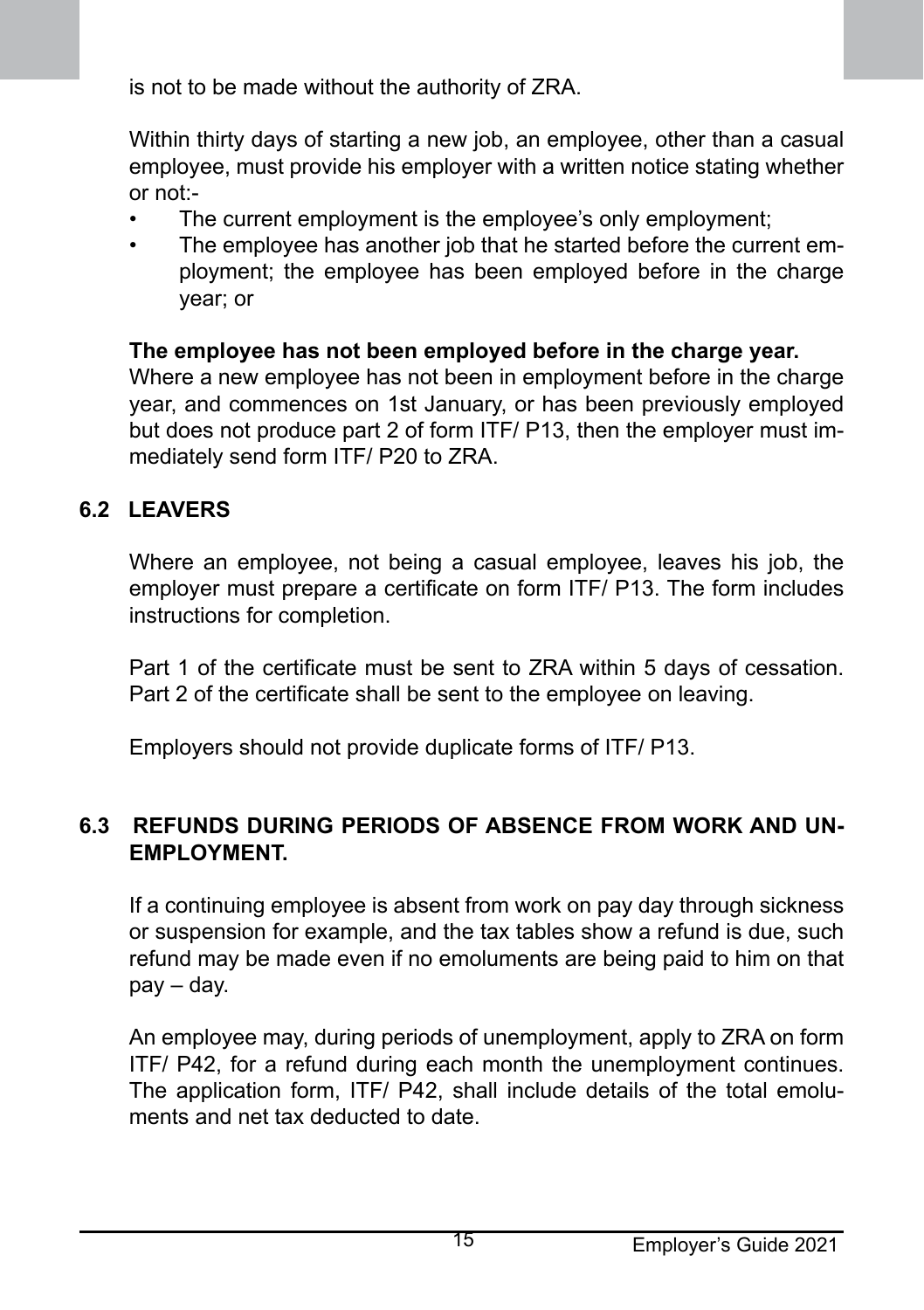is not to be made without the authority of ZRA.

Within thirty days of starting a new job, an employee, other than a casual employee, must provide his employer with a written notice stating whether or not:-

- The current employment is the employee's only employment;
- The employee has another job that he started before the current employment; the employee has been employed before in the charge year; or

**The employee has not been employed before in the charge year.**
Where a new employee has not been in employment before in the charge year, and commences on 1st January, or has been previously employed but does not produce part 2 of form ITF/ P13, then the employer must immediately send form ITF/ P20 to ZRA.

## 6.2 LEAVERS

Where an employee, not being a casual employee, leaves his job, the employer must prepare a certificate on form ITF/ P13. The form includes instructions for completion.

Part 1 of the certificate must be sent to ZRA within 5 days of cessation. Part 2 of the certificate shall be sent to the employee on leaving.

Employers should not provide duplicate forms of ITF/ P13.

## 6.3 REFUNDS DURING PERIODS OF ABSENCE FROM WORK AND UNEMPLOYMENT.

If a continuing employee is absent from work on pay day through sickness or suspension for example, and the tax tables show a refund is due, such refund may be made even if no emoluments are being paid to him on that pay – day.

An employee may, during periods of unemployment, apply to ZRA on form ITF/ P42, for a refund during each month the unemployment continues. The application form, ITF/ P42, shall include details of the total emoluments and net tax deducted to date.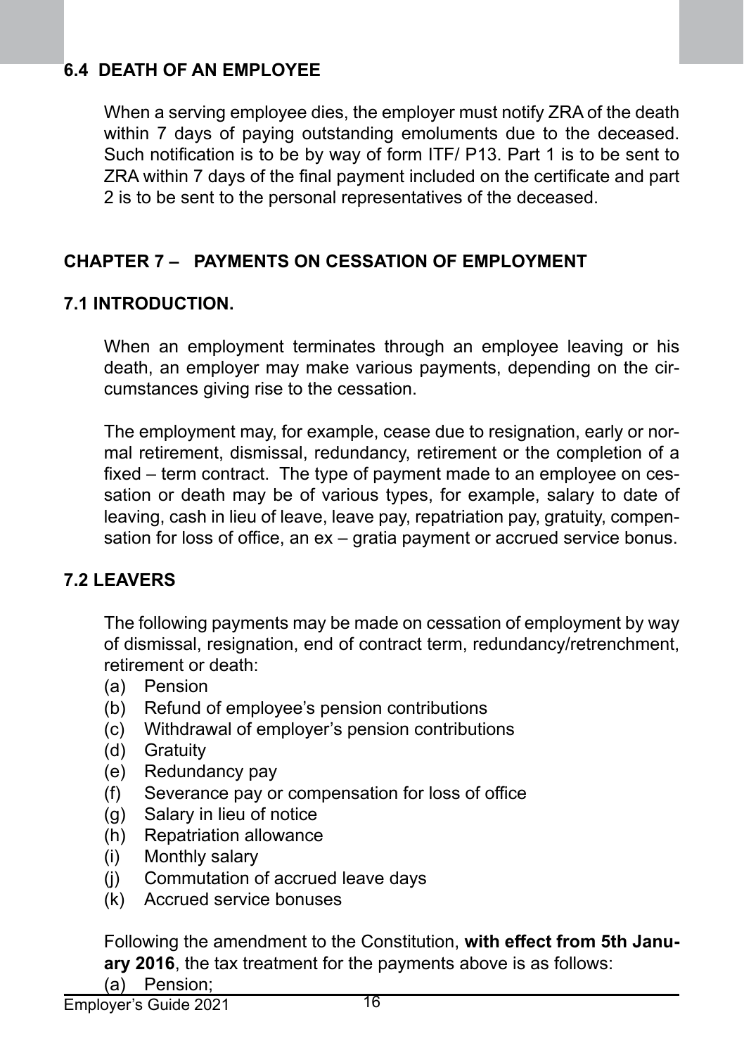## 6.4 DEATH OF AN EMPLOYEE

When a serving employee dies, the employer must notify ZRA of the death within 7 days of paying outstanding emoluments due to the deceased. Such notification is to be by way of form ITF/ P13. Part 1 is to be sent to ZRA within 7 days of the final payment included on the certificate and part 2 is to be sent to the personal representatives of the deceased.

# CHAPTER 7 – PAYMENTS ON CESSATION OF EMPLOYMENT

## 7.1 INTRODUCTION.

When an employment terminates through an employee leaving or his death, an employer may make various payments, depending on the circumstances giving rise to the cessation.

The employment may, for example, cease due to resignation, early or normal retirement, dismissal, redundancy, retirement or the completion of a fixed – term contract. The type of payment made to an employee on cessation or death may be of various types, for example, salary to date of leaving, cash in lieu of leave, leave pay, repatriation pay, gratuity, compensation for loss of office, an ex – gratia payment or accrued service bonus.

## 7.2 LEAVERS

The following payments may be made on cessation of employment by way of dismissal, resignation, end of contract term, redundancy/retrenchment, retirement or death:

(a) Pension
(b) Refund of employee's pension contributions
(c) Withdrawal of employer's pension contributions
(d) Gratuity
(e) Redundancy pay
(f) Severance pay or compensation for loss of office
(g) Salary in lieu of notice
(h) Repatriation allowance
(i) Monthly salary
(j) Commutation of accrued leave days
(k) Accrued service bonuses

Following the amendment to the Constitution, **with effect from 5th January 2016**, the tax treatment for the payments above is as follows:

(a) Pension;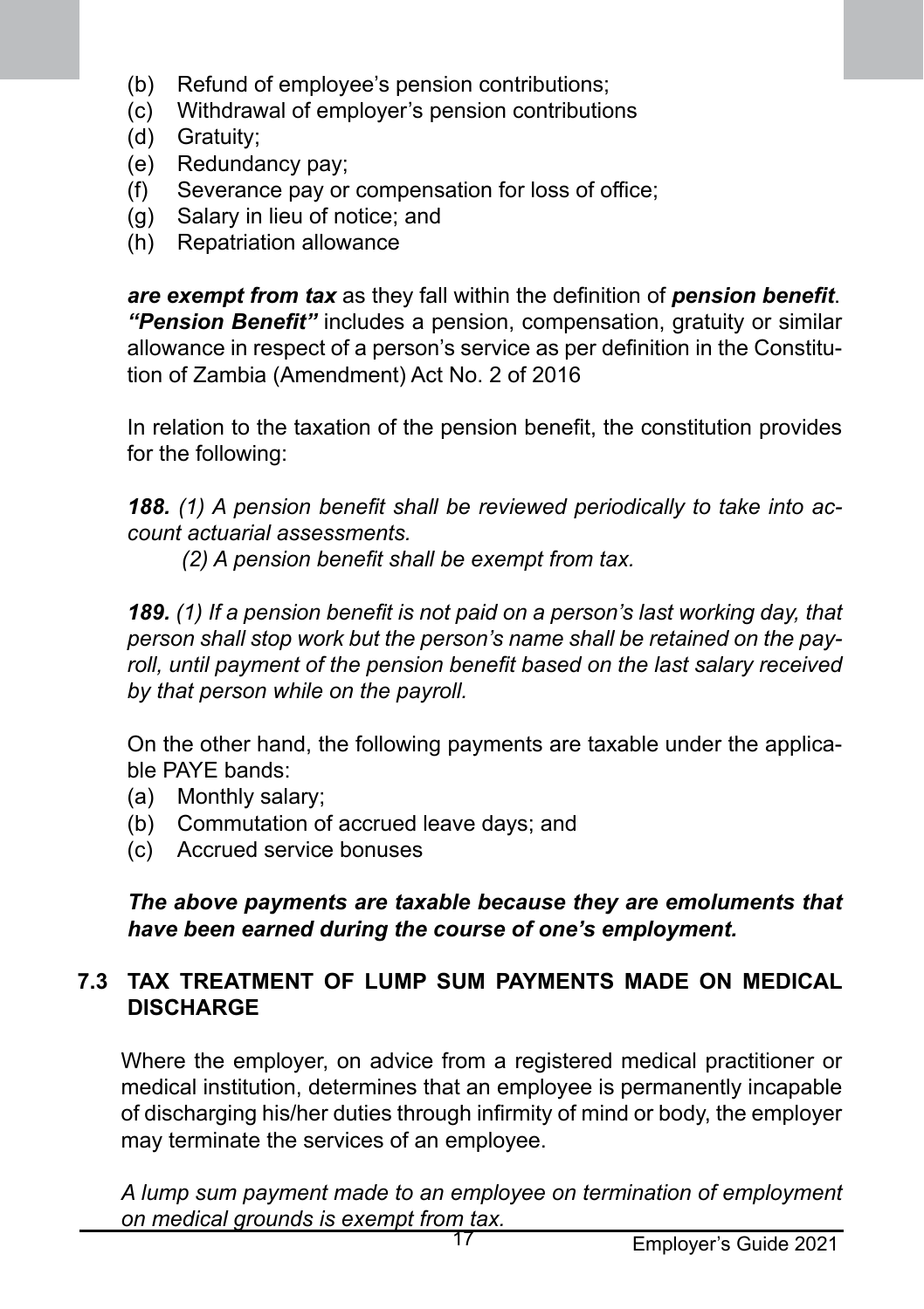(b) Refund of employee's pension contributions;
(c) Withdrawal of employer's pension contributions
(d) Gratuity;
(e) Redundancy pay;
(f) Severance pay or compensation for loss of office;
(g) Salary in lieu of notice; and
(h) Repatriation allowance

***are exempt from tax*** as they fall within the definition of ***pension benefit***. ***"Pension Benefit"*** includes a pension, compensation, gratuity or similar allowance in respect of a person's service as per definition in the Constitution of Zambia (Amendment) Act No. 2 of 2016

In relation to the taxation of the pension benefit, the constitution provides for the following:

***188.*** *(1) A pension benefit shall be reviewed periodically to take into account actuarial assessments.*

*(2) A pension benefit shall be exempt from tax.*

***189.*** *(1) If a pension benefit is not paid on a person's last working day, that person shall stop work but the person's name shall be retained on the payroll, until payment of the pension benefit based on the last salary received by that person while on the payroll.*

On the other hand, the following payments are taxable under the applicable PAYE bands:

(a) Monthly salary;
(b) Commutation of accrued leave days; and
(c) Accrued service bonuses

***The above payments are taxable because they are emoluments that have been earned during the course of one's employment.***

## 7.3 TAX TREATMENT OF LUMP SUM PAYMENTS MADE ON MEDICAL DISCHARGE

Where the employer, on advice from a registered medical practitioner or medical institution, determines that an employee is permanently incapable of discharging his/her duties through infirmity of mind or body, the employer may terminate the services of an employee.

*A lump sum payment made to an employee on termination of employment on medical grounds is exempt from tax.*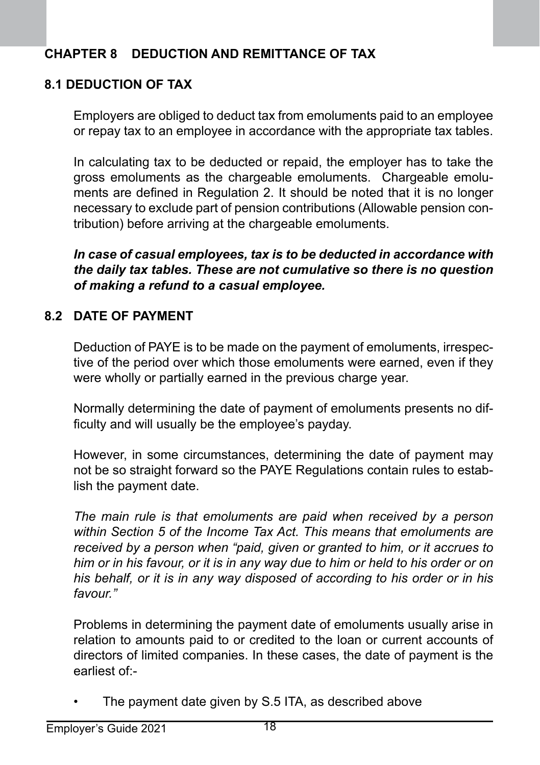# CHAPTER 8 DEDUCTION AND REMITTANCE OF TAX

## 8.1 DEDUCTION OF TAX

Employers are obliged to deduct tax from emoluments paid to an employee or repay tax to an employee in accordance with the appropriate tax tables.

In calculating tax to be deducted or repaid, the employer has to take the gross emoluments as the chargeable emoluments. Chargeable emoluments are defined in Regulation 2. It should be noted that it is no longer necessary to exclude part of pension contributions (Allowable pension contribution) before arriving at the chargeable emoluments.

***In case of casual employees, tax is to be deducted in accordance with the daily tax tables. These are not cumulative so there is no question of making a refund to a casual employee.***

## 8.2 DATE OF PAYMENT

Deduction of PAYE is to be made on the payment of emoluments, irrespective of the period over which those emoluments were earned, even if they were wholly or partially earned in the previous charge year.

Normally determining the date of payment of emoluments presents no difficulty and will usually be the employee's payday.

However, in some circumstances, determining the date of payment may not be so straight forward so the PAYE Regulations contain rules to establish the payment date.

*The main rule is that emoluments are paid when received by a person within Section 5 of the Income Tax Act. This means that emoluments are received by a person when "paid, given or granted to him, or it accrues to him or in his favour, or it is in any way due to him or held to his order or on his behalf, or it is in any way disposed of according to his order or in his favour."*

Problems in determining the payment date of emoluments usually arise in relation to amounts paid to or credited to the loan or current accounts of directors of limited companies. In these cases, the date of payment is the earliest of:-

- The payment date given by S.5 ITA, as described above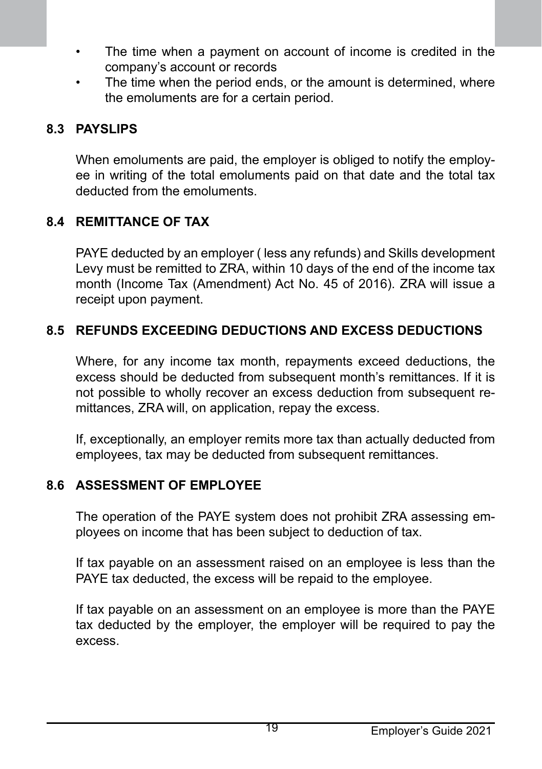- The time when a payment on account of income is credited in the company's account or records
- The time when the period ends, or the amount is determined, where the emoluments are for a certain period.

## 8.3 PAYSLIPS

When emoluments are paid, the employer is obliged to notify the employee in writing of the total emoluments paid on that date and the total tax deducted from the emoluments.

## 8.4 REMITTANCE OF TAX

PAYE deducted by an employer ( less any refunds) and Skills development Levy must be remitted to ZRA, within 10 days of the end of the income tax month (Income Tax (Amendment) Act No. 45 of 2016). ZRA will issue a receipt upon payment.

## 8.5 REFUNDS EXCEEDING DEDUCTIONS AND EXCESS DEDUCTIONS

Where, for any income tax month, repayments exceed deductions, the excess should be deducted from subsequent month's remittances. If it is not possible to wholly recover an excess deduction from subsequent remittances, ZRA will, on application, repay the excess.

If, exceptionally, an employer remits more tax than actually deducted from employees, tax may be deducted from subsequent remittances.

## 8.6 ASSESSMENT OF EMPLOYEE

The operation of the PAYE system does not prohibit ZRA assessing employees on income that has been subject to deduction of tax.

If tax payable on an assessment raised on an employee is less than the PAYE tax deducted, the excess will be repaid to the employee.

If tax payable on an assessment on an employee is more than the PAYE tax deducted by the employer, the employer will be required to pay the excess.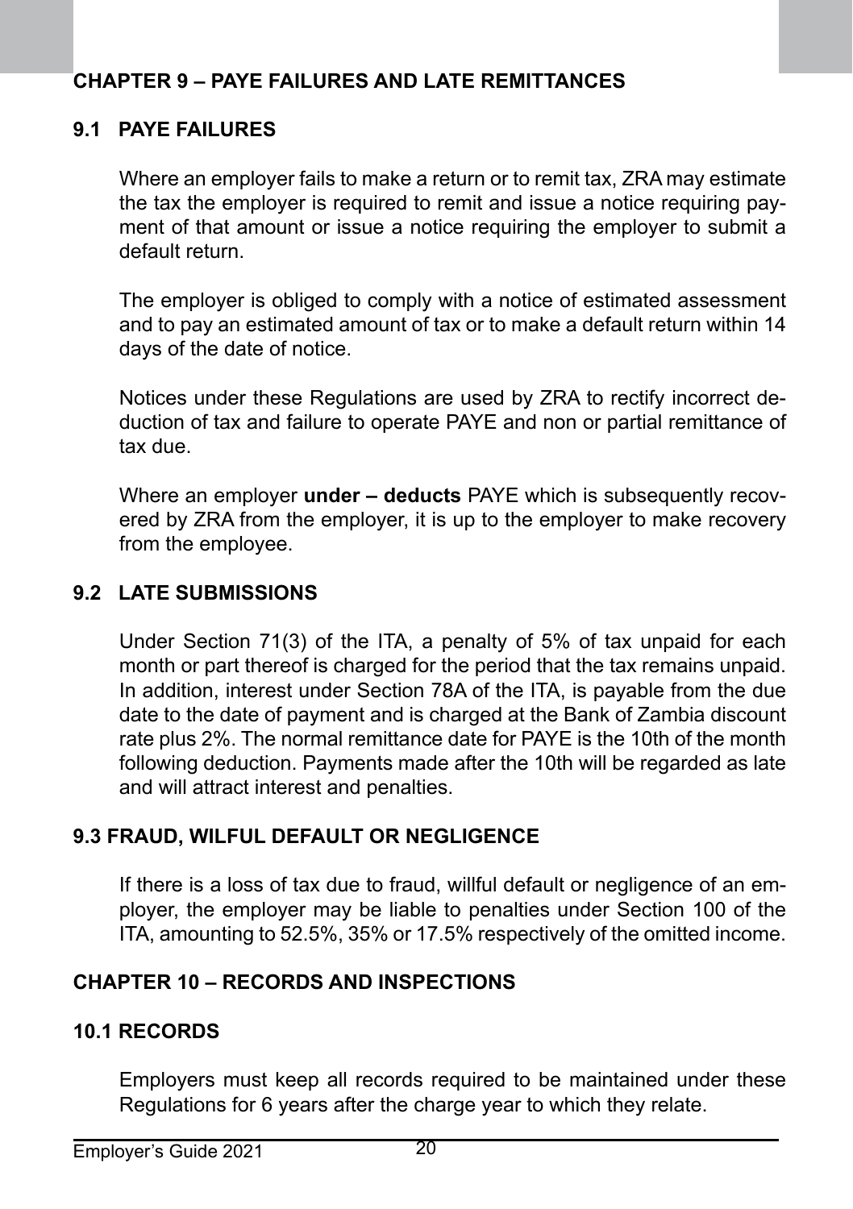## CHAPTER 9 – PAYE FAILURES AND LATE REMITTANCES

### 9.1 PAYE FAILURES

Where an employer fails to make a return or to remit tax, ZRA may estimate the tax the employer is required to remit and issue a notice requiring payment of that amount or issue a notice requiring the employer to submit a default return.

The employer is obliged to comply with a notice of estimated assessment and to pay an estimated amount of tax or to make a default return within 14 days of the date of notice.

Notices under these Regulations are used by ZRA to rectify incorrect deduction of tax and failure to operate PAYE and non or partial remittance of tax due.

Where an employer **under – deducts** PAYE which is subsequently recovered by ZRA from the employer, it is up to the employer to make recovery from the employee.

### 9.2 LATE SUBMISSIONS

Under Section 71(3) of the ITA, a penalty of 5% of tax unpaid for each month or part thereof is charged for the period that the tax remains unpaid. In addition, interest under Section 78A of the ITA, is payable from the due date to the date of payment and is charged at the Bank of Zambia discount rate plus 2%. The normal remittance date for PAYE is the 10th of the month following deduction. Payments made after the 10th will be regarded as late and will attract interest and penalties.

### 9.3 FRAUD, WILFUL DEFAULT OR NEGLIGENCE

If there is a loss of tax due to fraud, willful default or negligence of an employer, the employer may be liable to penalties under Section 100 of the ITA, amounting to 52.5%, 35% or 17.5% respectively of the omitted income.

## CHAPTER 10 – RECORDS AND INSPECTIONS

### 10.1 RECORDS

Employers must keep all records required to be maintained under these Regulations for 6 years after the charge year to which they relate.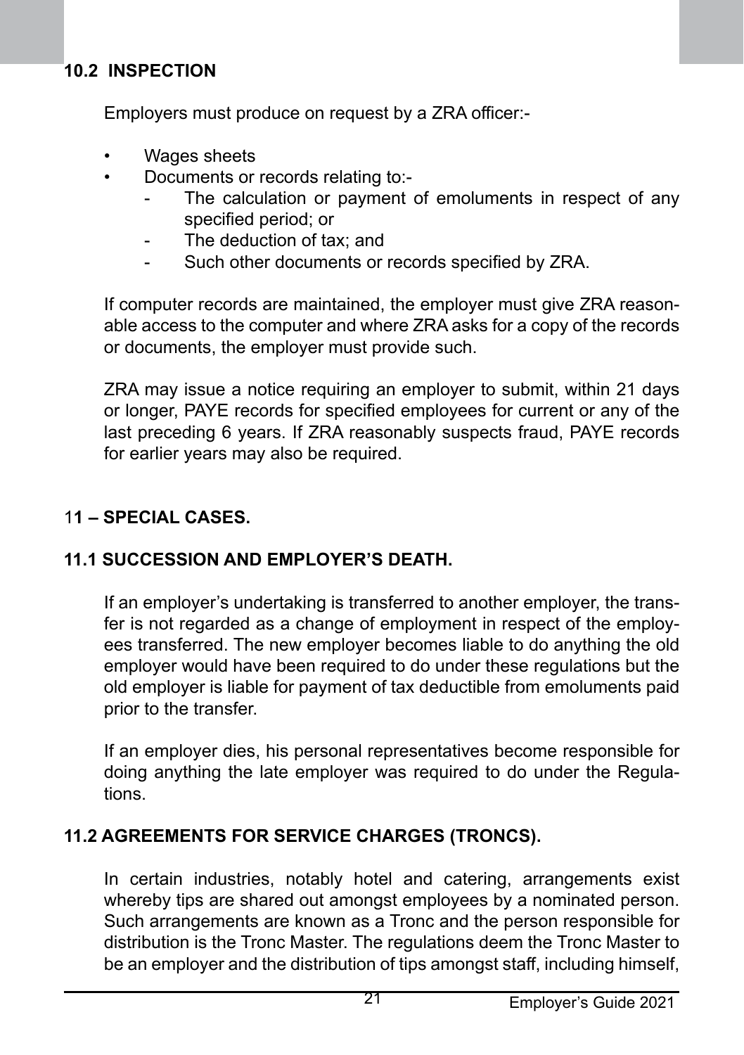### 10.2 INSPECTION

Employers must produce on request by a ZRA officer:-

- Wages sheets
- Documents or records relating to:-
  - The calculation or payment of emoluments in respect of any specified period; or
  - The deduction of tax; and
  - Such other documents or records specified by ZRA.

If computer records are maintained, the employer must give ZRA reasonable access to the computer and where ZRA asks for a copy of the records or documents, the employer must provide such.

ZRA may issue a notice requiring an employer to submit, within 21 days or longer, PAYE records for specified employees for current or any of the last preceding 6 years. If ZRA reasonably suspects fraud, PAYE records for earlier years may also be required.

## 11 – SPECIAL CASES.

### 11.1 SUCCESSION AND EMPLOYER'S DEATH.

If an employer's undertaking is transferred to another employer, the transfer is not regarded as a change of employment in respect of the employees transferred. The new employer becomes liable to do anything the old employer would have been required to do under these regulations but the old employer is liable for payment of tax deductible from emoluments paid prior to the transfer.

If an employer dies, his personal representatives become responsible for doing anything the late employer was required to do under the Regulations.

### 11.2 AGREEMENTS FOR SERVICE CHARGES (TRONCS).

In certain industries, notably hotel and catering, arrangements exist whereby tips are shared out amongst employees by a nominated person. Such arrangements are known as a Tronc and the person responsible for distribution is the Tronc Master. The regulations deem the Tronc Master to be an employer and the distribution of tips amongst staff, including himself,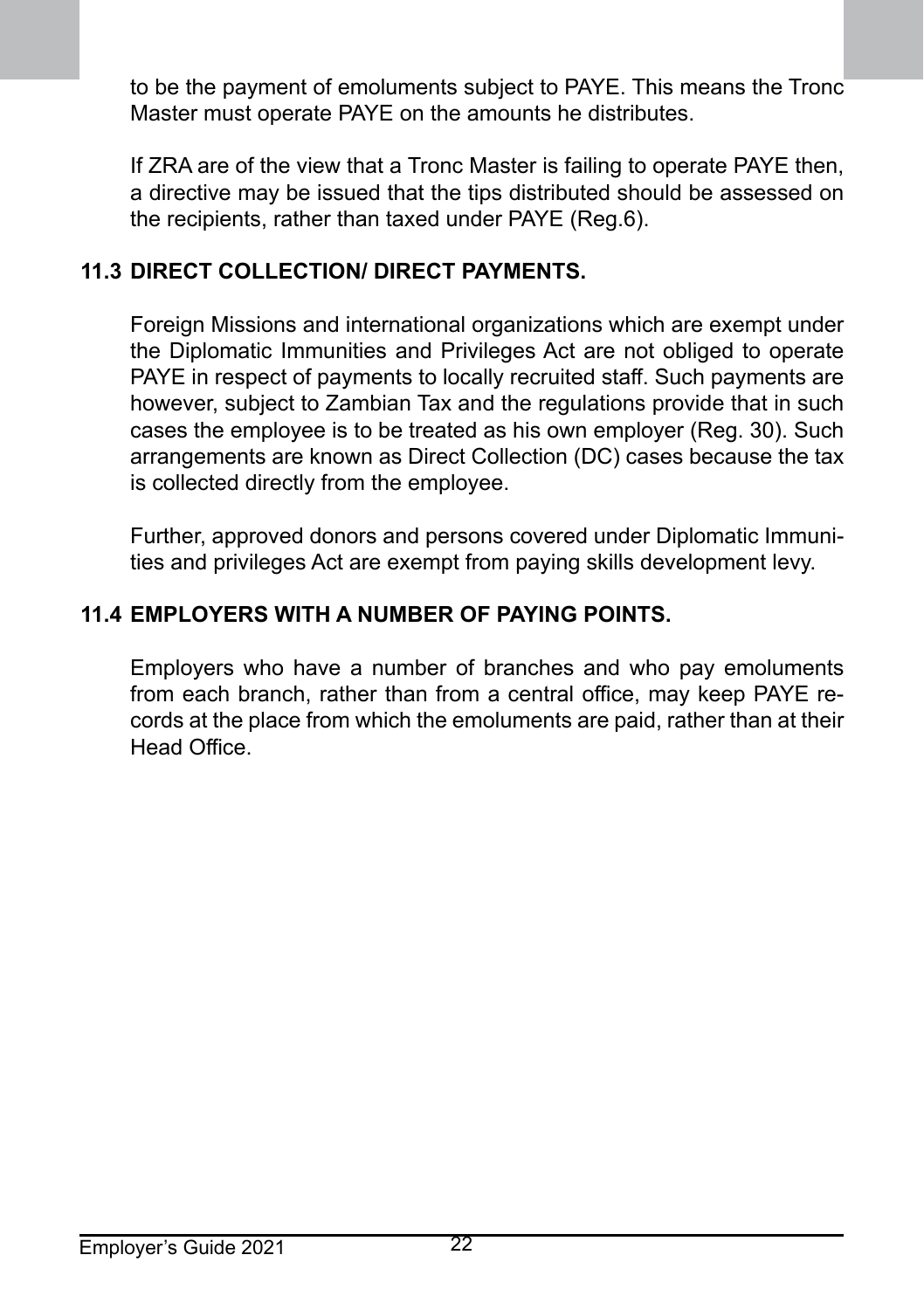to be the payment of emoluments subject to PAYE. This means the Tronc Master must operate PAYE on the amounts he distributes.

If ZRA are of the view that a Tronc Master is failing to operate PAYE then, a directive may be issued that the tips distributed should be assessed on the recipients, rather than taxed under PAYE (Reg.6).

### 11.3 DIRECT COLLECTION/ DIRECT PAYMENTS.

Foreign Missions and international organizations which are exempt under the Diplomatic Immunities and Privileges Act are not obliged to operate PAYE in respect of payments to locally recruited staff. Such payments are however, subject to Zambian Tax and the regulations provide that in such cases the employee is to be treated as his own employer (Reg. 30). Such arrangements are known as Direct Collection (DC) cases because the tax is collected directly from the employee.

Further, approved donors and persons covered under Diplomatic Immunities and privileges Act are exempt from paying skills development levy.

### 11.4 EMPLOYERS WITH A NUMBER OF PAYING POINTS.

Employers who have a number of branches and who pay emoluments from each branch, rather than from a central office, may keep PAYE records at the place from which the emoluments are paid, rather than at their Head Office.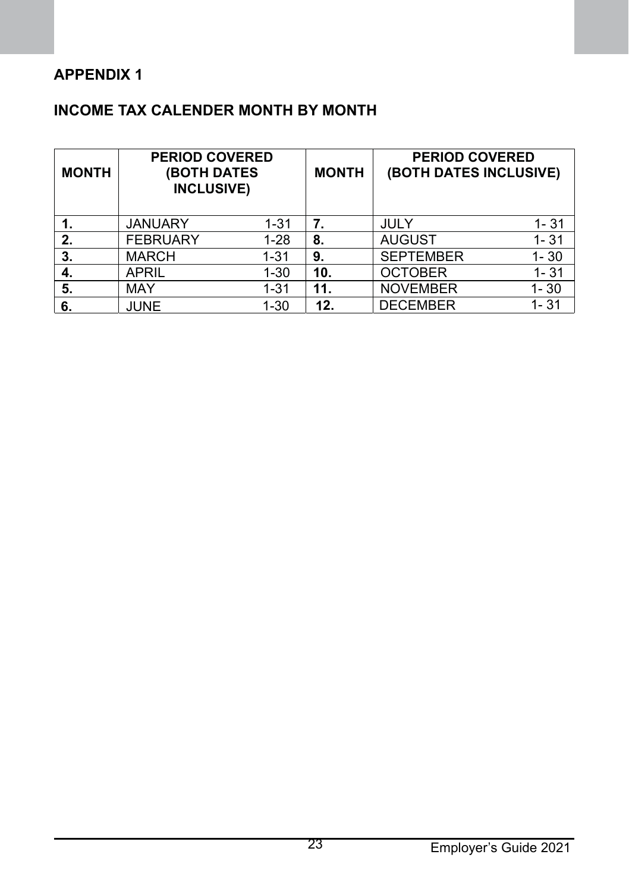## APPENDIX 1

## INCOME TAX CALENDER MONTH BY MONTH

| MONTH | PERIOD COVERED (BOTH DATES INCLUSIVE) | | MONTH | PERIOD COVERED (BOTH DATES INCLUSIVE) | |
|---|---|---|---|---|---|
| **1.** | JANUARY | 1-31 | **7.** | JULY | 1- 31 |
| **2.** | FEBRUARY | 1-28 | **8.** | AUGUST | 1- 31 |
| **3.** | MARCH | 1-31 | **9.** | SEPTEMBER | 1- 30 |
| **4.** | APRIL | 1-30 | **10.** | OCTOBER | 1- 31 |
| **5.** | MAY | 1-31 | **11.** | NOVEMBER | 1- 30 |
| **6.** | JUNE | 1-30 | **12.** | DECEMBER | 1- 31 |